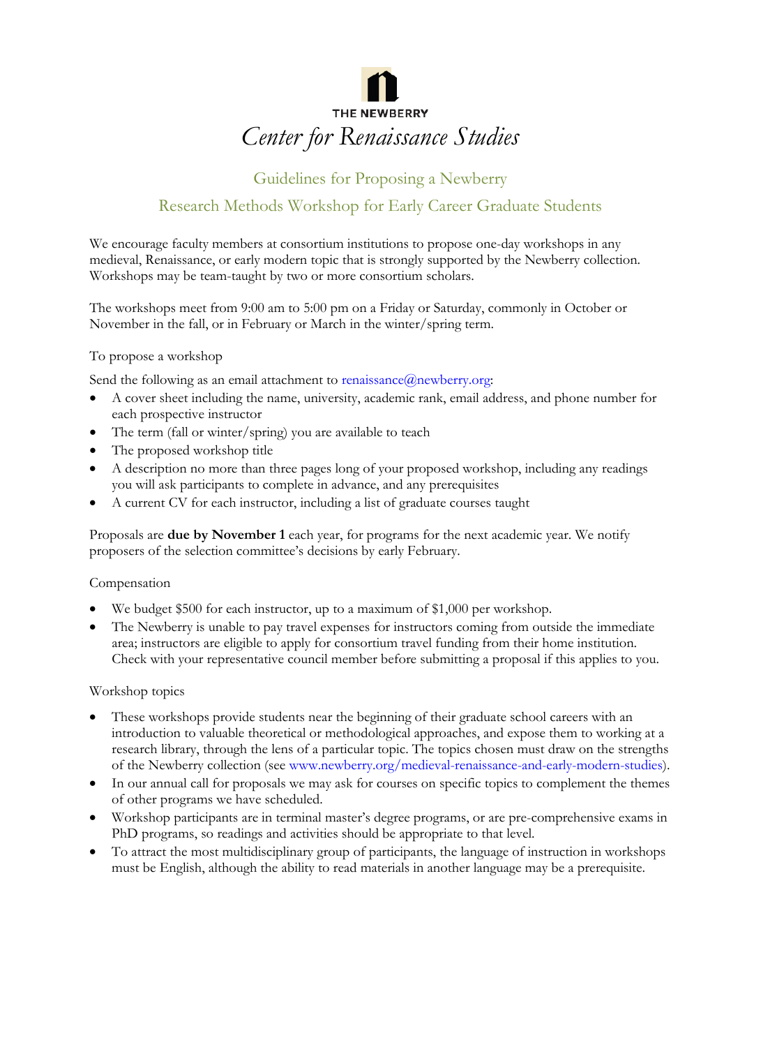THE NEWBERRY

# *Center for Renaissance Studies*

## Guidelines for Proposing a Newberry Research Methods Workshop for Early Career Graduate Students

We encourage faculty members at consortium institutions to propose one-day workshops in any medieval, Renaissance, or early modern topic that is strongly supported by the Newberry collection. Workshops may be team-taught by two or more consortium scholars.

The workshops meet from 9:00 am to 5:00 pm on a Friday or Saturday, commonly in October or November in the fall, or in February or March in the winter/spring term.

### To propose a workshop

Send the following as an email attachment to renaissance@newberry.org:

- A cover sheet including the name, university, academic rank, email address, and phone number for each prospective instructor
- The term (fall or winter/spring) you are available to teach
- The proposed workshop title
- A description no more than three pages long of your proposed workshop, including any readings you will ask participants to complete in advance, and any prerequisites
- A current CV for each instructor, including a list of graduate courses taught

Proposals are **due by November 1** each year, for programs for the next academic year. We notify proposers of the selection committee's decisions by early February.

### Compensation

- We budget $500 for each instructor, up to a maximum of $1,000 per workshop.
- The Newberry is unable to pay travel expenses for instructors coming from outside the immediate area; instructors are eligible to apply for consortium travel funding from their home institution. Check with your representative council member before submitting a proposal if this applies to you.

### Workshop topics

- These workshops provide students near the beginning of their graduate school careers with an introduction to valuable theoretical or methodological approaches, and expose them to working at a research library, through the lens of a particular topic. The topics chosen must draw on the strengths of the Newberry collection (see www.newberry.org/medieval-renaissance-and-early-modern-studies).
- In our annual call for proposals we may ask for courses on specific topics to complement the themes of other programs we have scheduled.
- Workshop participants are in terminal master's degree programs, or are pre-comprehensive exams in PhD programs, so readings and activities should be appropriate to that level.
- To attract the most multidisciplinary group of participants, the language of instruction in workshops must be English, although the ability to read materials in another language may be a prerequisite.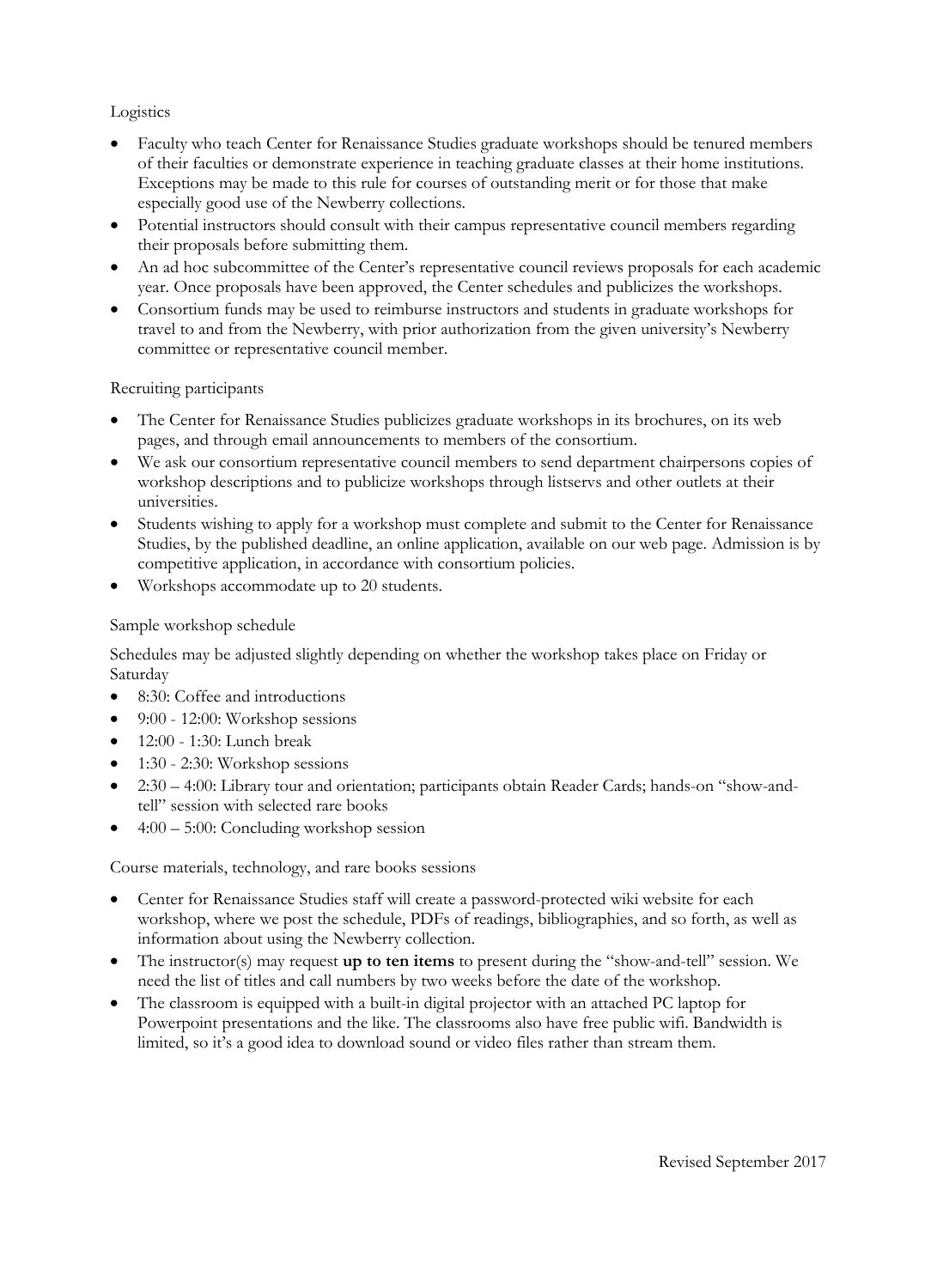## Logistics

- Faculty who teach Center for Renaissance Studies graduate workshops should be tenured members of their faculties or demonstrate experience in teaching graduate classes at their home institutions. Exceptions may be made to this rule for courses of outstanding merit or for those that make especially good use of the Newberry collections.
- Potential instructors should consult with their campus representative council members regarding their proposals before submitting them.
- An ad hoc subcommittee of the Center's representative council reviews proposals for each academic year. Once proposals have been approved, the Center schedules and publicizes the workshops.
- Consortium funds may be used to reimburse instructors and students in graduate workshops for travel to and from the Newberry, with prior authorization from the given university's Newberry committee or representative council member.

## Recruiting participants

- The Center for Renaissance Studies publicizes graduate workshops in its brochures, on its web pages, and through email announcements to members of the consortium.
- We ask our consortium representative council members to send department chairpersons copies of workshop descriptions and to publicize workshops through listservs and other outlets at their universities.
- Students wishing to apply for a workshop must complete and submit to the Center for Renaissance Studies, by the published deadline, an online application, available on our web page. Admission is by competitive application, in accordance with consortium policies.
- Workshops accommodate up to 20 students.

## Sample workshop schedule

Schedules may be adjusted slightly depending on whether the workshop takes place on Friday or Saturday

- 8:30: Coffee and introductions
- 9:00 - 12:00: Workshop sessions
- 12:00 - 1:30: Lunch break
- 1:30 - 2:30: Workshop sessions
- 2:30 – 4:00: Library tour and orientation; participants obtain Reader Cards; hands-on "show-and-tell" session with selected rare books
- 4:00 – 5:00: Concluding workshop session

## Course materials, technology, and rare books sessions

- Center for Renaissance Studies staff will create a password-protected wiki website for each workshop, where we post the schedule, PDFs of readings, bibliographies, and so forth, as well as information about using the Newberry collection.
- The instructor(s) may request **up to ten items** to present during the "show-and-tell" session. We need the list of titles and call numbers by two weeks before the date of the workshop.
- The classroom is equipped with a built-in digital projector with an attached PC laptop for Powerpoint presentations and the like. The classrooms also have free public wifi. Bandwidth is limited, so it's a good idea to download sound or video files rather than stream them.

Revised September 2017